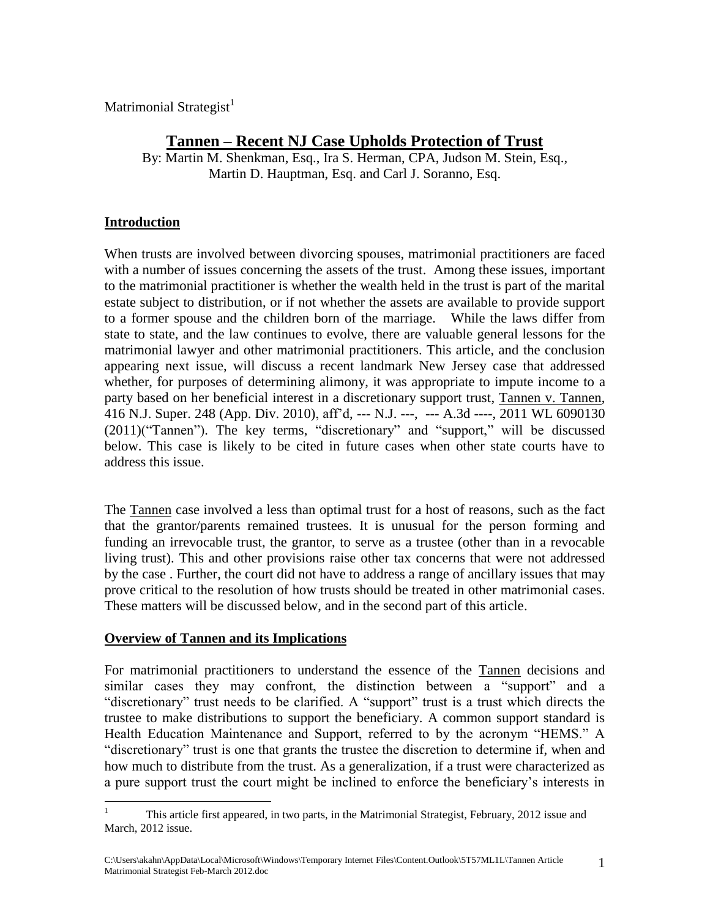Matrimonial Strategist[1]

# Tannen – Recent NJ Case Upholds Protection of Trust

By: Martin M. Shenkman, Esq., Ira S. Herman, CPA, Judson M. Stein, Esq., Martin D. Hauptman, Esq. and Carl J. Soranno, Esq.

## Introduction

When trusts are involved between divorcing spouses, matrimonial practitioners are faced with a number of issues concerning the assets of the trust. Among these issues, important to the matrimonial practitioner is whether the wealth held in the trust is part of the marital estate subject to distribution, or if not whether the assets are available to provide support to a former spouse and the children born of the marriage. While the laws differ from state to state, and the law continues to evolve, there are valuable general lessons for the matrimonial lawyer and other matrimonial practitioners. This article, and the conclusion appearing next issue, will discuss a recent landmark New Jersey case that addressed whether, for purposes of determining alimony, it was appropriate to impute income to a party based on her beneficial interest in a discretionary support trust, Tannen v. Tannen, 416 N.J. Super. 248 (App. Div. 2010), aff'd, --- N.J. ---, --- A.3d ----, 2011 WL 6090130 (2011)("Tannen"). The key terms, "discretionary" and "support," will be discussed below. This case is likely to be cited in future cases when other state courts have to address this issue.

The Tannen case involved a less than optimal trust for a host of reasons, such as the fact that the grantor/parents remained trustees. It is unusual for the person forming and funding an irrevocable trust, the grantor, to serve as a trustee (other than in a revocable living trust). This and other provisions raise other tax concerns that were not addressed by the case . Further, the court did not have to address a range of ancillary issues that may prove critical to the resolution of how trusts should be treated in other matrimonial cases. These matters will be discussed below, and in the second part of this article.

## Overview of Tannen and its Implications

For matrimonial practitioners to understand the essence of the Tannen decisions and similar cases they may confront, the distinction between a "support" and a "discretionary" trust needs to be clarified. A "support" trust is a trust which directs the trustee to make distributions to support the beneficiary. A common support standard is Health Education Maintenance and Support, referred to by the acronym "HEMS." A "discretionary" trust is one that grants the trustee the discretion to determine if, when and how much to distribute from the trust. As a generalization, if a trust were characterized as a pure support trust the court might be inclined to enforce the beneficiary's interests in

[1] This article first appeared, in two parts, in the Matrimonial Strategist, February, 2012 issue and March, 2012 issue.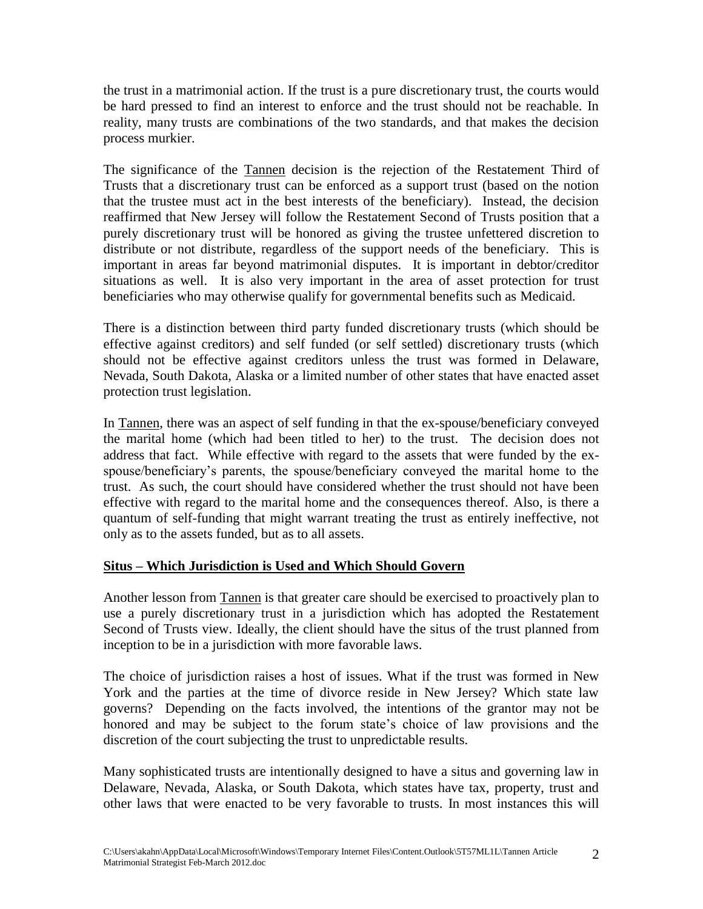the trust in a matrimonial action. If the trust is a pure discretionary trust, the courts would be hard pressed to find an interest to enforce and the trust should not be reachable. In reality, many trusts are combinations of the two standards, and that makes the decision process murkier.

The significance of the Tannen decision is the rejection of the Restatement Third of Trusts that a discretionary trust can be enforced as a support trust (based on the notion that the trustee must act in the best interests of the beneficiary). Instead, the decision reaffirmed that New Jersey will follow the Restatement Second of Trusts position that a purely discretionary trust will be honored as giving the trustee unfettered discretion to distribute or not distribute, regardless of the support needs of the beneficiary. This is important in areas far beyond matrimonial disputes. It is important in debtor/creditor situations as well. It is also very important in the area of asset protection for trust beneficiaries who may otherwise qualify for governmental benefits such as Medicaid.

There is a distinction between third party funded discretionary trusts (which should be effective against creditors) and self funded (or self settled) discretionary trusts (which should not be effective against creditors unless the trust was formed in Delaware, Nevada, South Dakota, Alaska or a limited number of other states that have enacted asset protection trust legislation.

In Tannen, there was an aspect of self funding in that the ex-spouse/beneficiary conveyed the marital home (which had been titled to her) to the trust. The decision does not address that fact. While effective with regard to the assets that were funded by the ex-spouse/beneficiary's parents, the spouse/beneficiary conveyed the marital home to the trust. As such, the court should have considered whether the trust should not have been effective with regard to the marital home and the consequences thereof. Also, is there a quantum of self-funding that might warrant treating the trust as entirely ineffective, not only as to the assets funded, but as to all assets.

## Situs – Which Jurisdiction is Used and Which Should Govern

Another lesson from Tannen is that greater care should be exercised to proactively plan to use a purely discretionary trust in a jurisdiction which has adopted the Restatement Second of Trusts view. Ideally, the client should have the situs of the trust planned from inception to be in a jurisdiction with more favorable laws.

The choice of jurisdiction raises a host of issues. What if the trust was formed in New York and the parties at the time of divorce reside in New Jersey? Which state law governs? Depending on the facts involved, the intentions of the grantor may not be honored and may be subject to the forum state's choice of law provisions and the discretion of the court subjecting the trust to unpredictable results.

Many sophisticated trusts are intentionally designed to have a situs and governing law in Delaware, Nevada, Alaska, or South Dakota, which states have tax, property, trust and other laws that were enacted to be very favorable to trusts. In most instances this will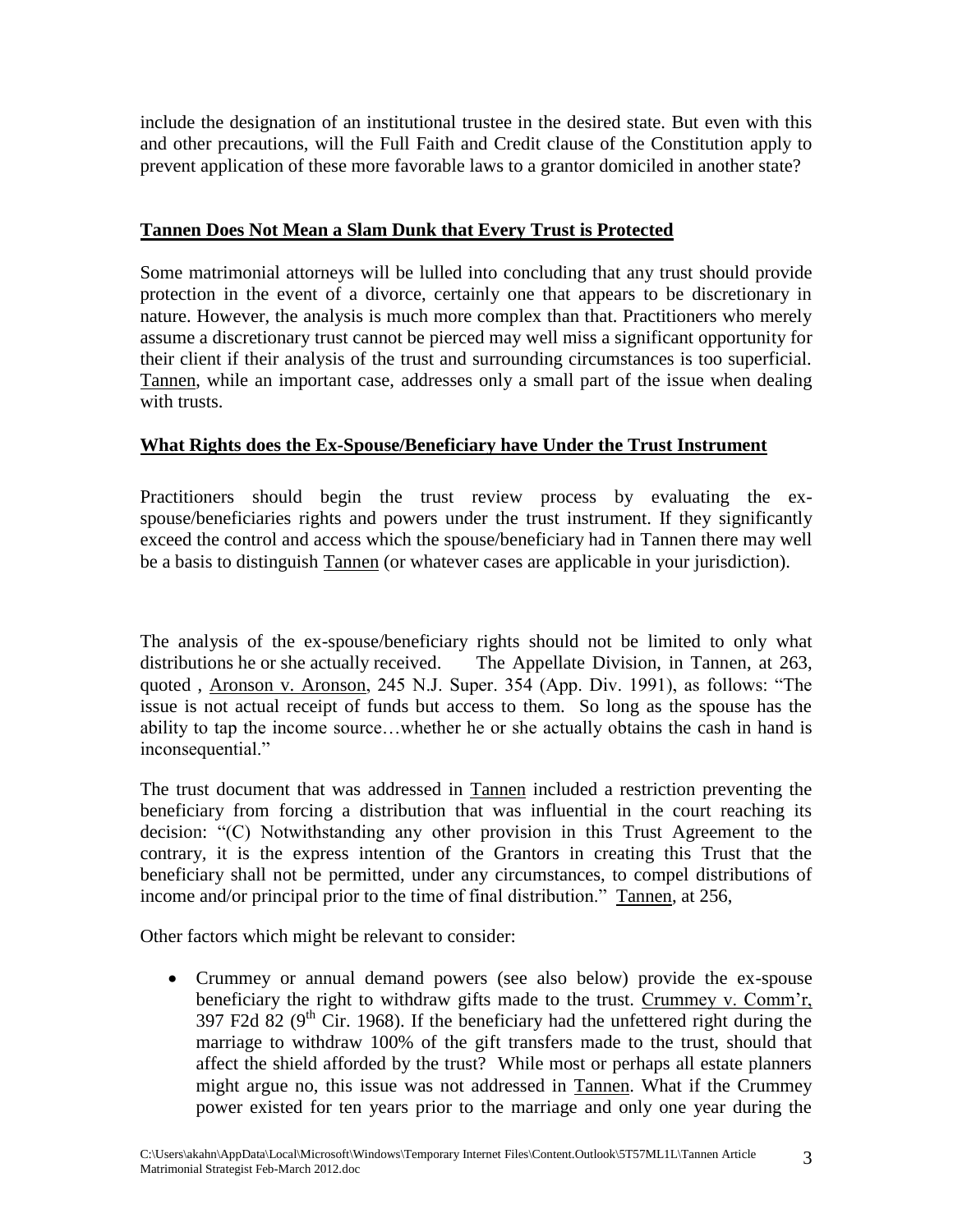include the designation of an institutional trustee in the desired state. But even with this and other precautions, will the Full Faith and Credit clause of the Constitution apply to prevent application of these more favorable laws to a grantor domiciled in another state?

## Tannen Does Not Mean a Slam Dunk that Every Trust is Protected

Some matrimonial attorneys will be lulled into concluding that any trust should provide protection in the event of a divorce, certainly one that appears to be discretionary in nature. However, the analysis is much more complex than that. Practitioners who merely assume a discretionary trust cannot be pierced may well miss a significant opportunity for their client if their analysis of the trust and surrounding circumstances is too superficial. Tannen, while an important case, addresses only a small part of the issue when dealing with trusts.

## What Rights does the Ex-Spouse/Beneficiary have Under the Trust Instrument

Practitioners should begin the trust review process by evaluating the ex-spouse/beneficiaries rights and powers under the trust instrument. If they significantly exceed the control and access which the spouse/beneficiary had in Tannen there may well be a basis to distinguish Tannen (or whatever cases are applicable in your jurisdiction).

The analysis of the ex-spouse/beneficiary rights should not be limited to only what distributions he or she actually received. The Appellate Division, in Tannen, at 263, quoted , Aronson v. Aronson, 245 N.J. Super. 354 (App. Div. 1991), as follows: "The issue is not actual receipt of funds but access to them. So long as the spouse has the ability to tap the income source…whether he or she actually obtains the cash in hand is inconsequential."

The trust document that was addressed in Tannen included a restriction preventing the beneficiary from forcing a distribution that was influential in the court reaching its decision: "(C) Notwithstanding any other provision in this Trust Agreement to the contrary, it is the express intention of the Grantors in creating this Trust that the beneficiary shall not be permitted, under any circumstances, to compel distributions of income and/or principal prior to the time of final distribution." Tannen, at 256,

Other factors which might be relevant to consider:

- Crummey or annual demand powers (see also below) provide the ex-spouse beneficiary the right to withdraw gifts made to the trust. Crummey v. Comm'r, 397 F2d 82 (9th Cir. 1968). If the beneficiary had the unfettered right during the marriage to withdraw 100% of the gift transfers made to the trust, should that affect the shield afforded by the trust? While most or perhaps all estate planners might argue no, this issue was not addressed in Tannen. What if the Crummey power existed for ten years prior to the marriage and only one year during the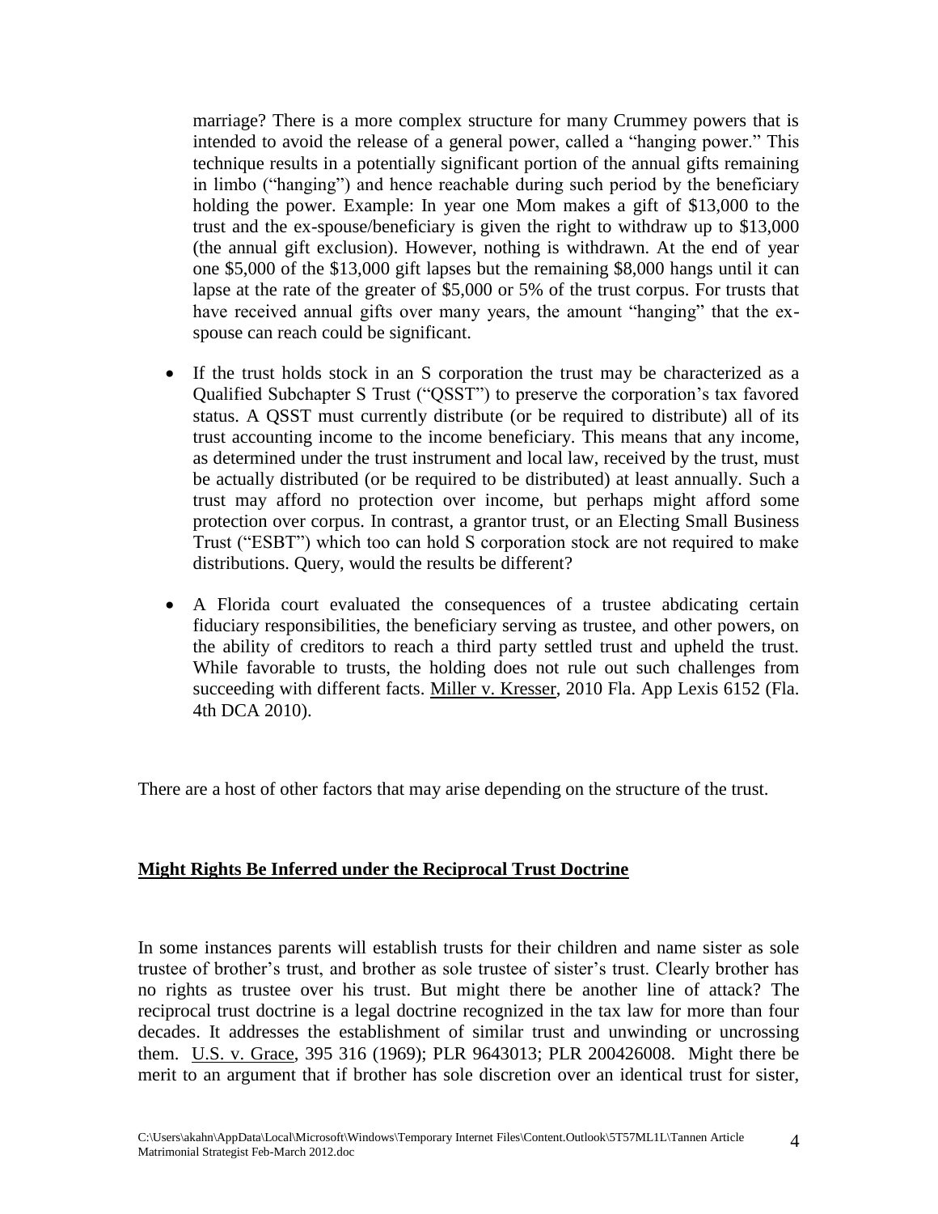marriage? There is a more complex structure for many Crummey powers that is intended to avoid the release of a general power, called a "hanging power." This technique results in a potentially significant portion of the annual gifts remaining in limbo ("hanging") and hence reachable during such period by the beneficiary holding the power. Example: In year one Mom makes a gift of $13,000 to the trust and the ex-spouse/beneficiary is given the right to withdraw up to $13,000 (the annual gift exclusion). However, nothing is withdrawn. At the end of year one $5,000 of the $13,000 gift lapses but the remaining $8,000 hangs until it can lapse at the rate of the greater of $5,000 or 5% of the trust corpus. For trusts that have received annual gifts over many years, the amount "hanging" that the ex-spouse can reach could be significant.

- If the trust holds stock in an S corporation the trust may be characterized as a Qualified Subchapter S Trust ("QSST") to preserve the corporation's tax favored status. A QSST must currently distribute (or be required to distribute) all of its trust accounting income to the income beneficiary. This means that any income, as determined under the trust instrument and local law, received by the trust, must be actually distributed (or be required to be distributed) at least annually. Such a trust may afford no protection over income, but perhaps might afford some protection over corpus. In contrast, a grantor trust, or an Electing Small Business Trust ("ESBT") which too can hold S corporation stock are not required to make distributions. Query, would the results be different?

- A Florida court evaluated the consequences of a trustee abdicating certain fiduciary responsibilities, the beneficiary serving as trustee, and other powers, on the ability of creditors to reach a third party settled trust and upheld the trust. While favorable to trusts, the holding does not rule out such challenges from succeeding with different facts. Miller v. Kresser, 2010 Fla. App Lexis 6152 (Fla. 4th DCA 2010).

There are a host of other factors that may arise depending on the structure of the trust.

## Might Rights Be Inferred under the Reciprocal Trust Doctrine

In some instances parents will establish trusts for their children and name sister as sole trustee of brother's trust, and brother as sole trustee of sister's trust. Clearly brother has no rights as trustee over his trust. But might there be another line of attack? The reciprocal trust doctrine is a legal doctrine recognized in the tax law for more than four decades. It addresses the establishment of similar trust and unwinding or uncrossing them. U.S. v. Grace, 395 316 (1969); PLR 9643013; PLR 200426008. Might there be merit to an argument that if brother has sole discretion over an identical trust for sister,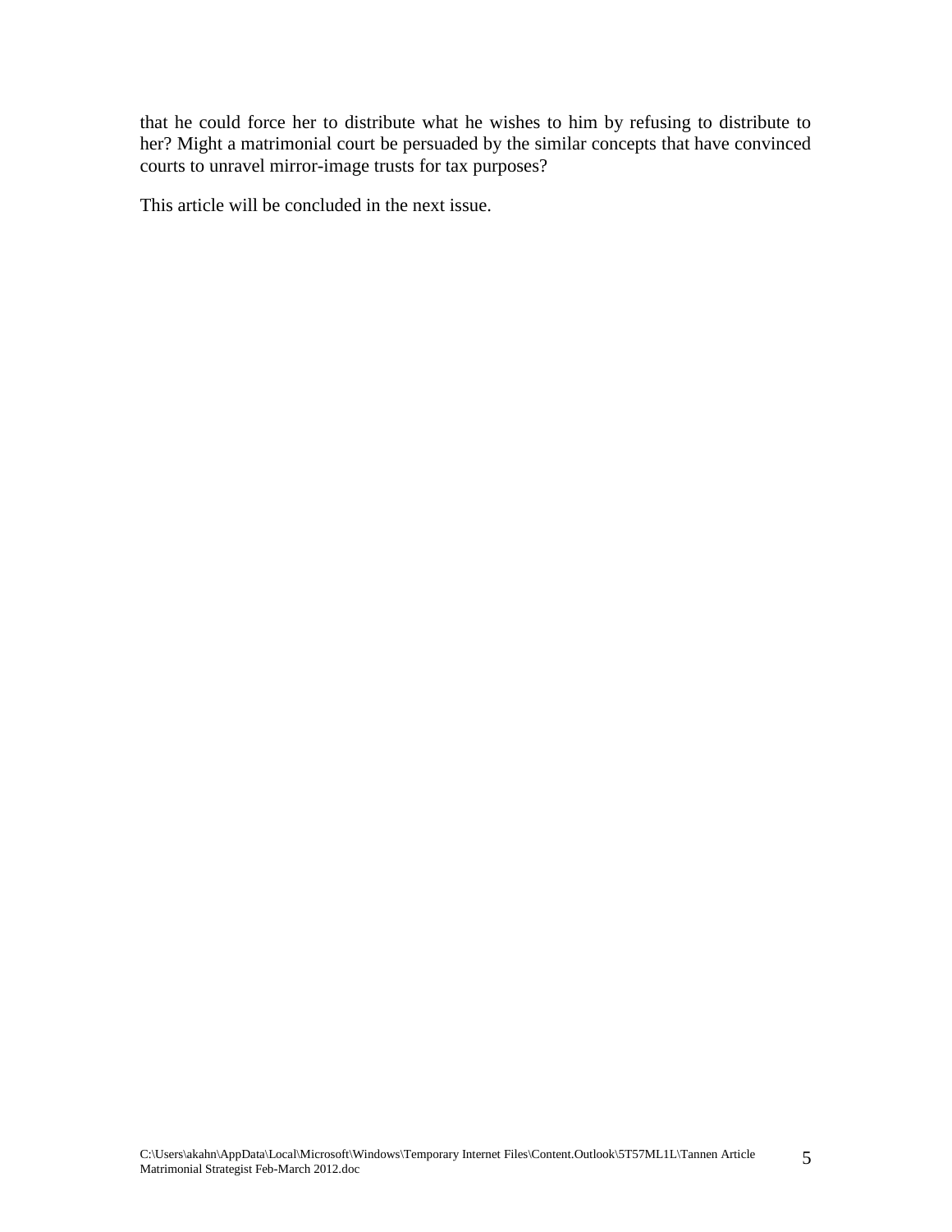that he could force her to distribute what he wishes to him by refusing to distribute to her? Might a matrimonial court be persuaded by the similar concepts that have convinced courts to unravel mirror-image trusts for tax purposes?

This article will be concluded in the next issue.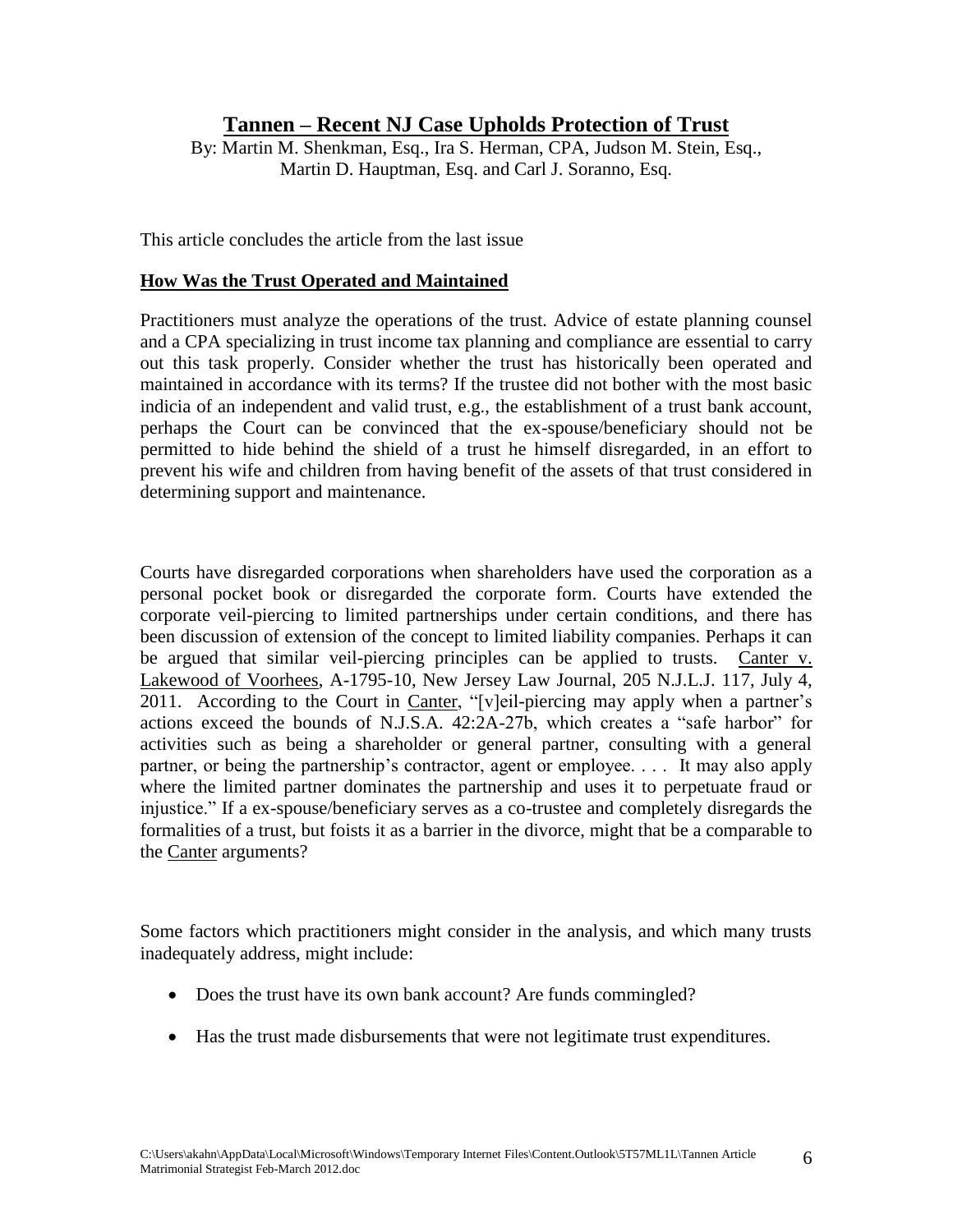## Tannen – Recent NJ Case Upholds Protection of Trust

By: Martin M. Shenkman, Esq., Ira S. Herman, CPA, Judson M. Stein, Esq., Martin D. Hauptman, Esq. and Carl J. Soranno, Esq.

This article concludes the article from the last issue

### How Was the Trust Operated and Maintained

Practitioners must analyze the operations of the trust. Advice of estate planning counsel and a CPA specializing in trust income tax planning and compliance are essential to carry out this task properly. Consider whether the trust has historically been operated and maintained in accordance with its terms? If the trustee did not bother with the most basic indicia of an independent and valid trust, e.g., the establishment of a trust bank account, perhaps the Court can be convinced that the ex-spouse/beneficiary should not be permitted to hide behind the shield of a trust he himself disregarded, in an effort to prevent his wife and children from having benefit of the assets of that trust considered in determining support and maintenance.

Courts have disregarded corporations when shareholders have used the corporation as a personal pocket book or disregarded the corporate form. Courts have extended the corporate veil-piercing to limited partnerships under certain conditions, and there has been discussion of extension of the concept to limited liability companies. Perhaps it can be argued that similar veil-piercing principles can be applied to trusts. Canter v. Lakewood of Voorhees, A-1795-10, New Jersey Law Journal, 205 N.J.L.J. 117, July 4, 2011. According to the Court in Canter, "[v]eil-piercing may apply when a partner's actions exceed the bounds of N.J.S.A. 42:2A-27b, which creates a "safe harbor" for activities such as being a shareholder or general partner, consulting with a general partner, or being the partnership's contractor, agent or employee. . . . It may also apply where the limited partner dominates the partnership and uses it to perpetuate fraud or injustice." If a ex-spouse/beneficiary serves as a co-trustee and completely disregards the formalities of a trust, but foists it as a barrier in the divorce, might that be a comparable to the Canter arguments?

Some factors which practitioners might consider in the analysis, and which many trusts inadequately address, might include:

- Does the trust have its own bank account? Are funds commingled?
- Has the trust made disbursements that were not legitimate trust expenditures.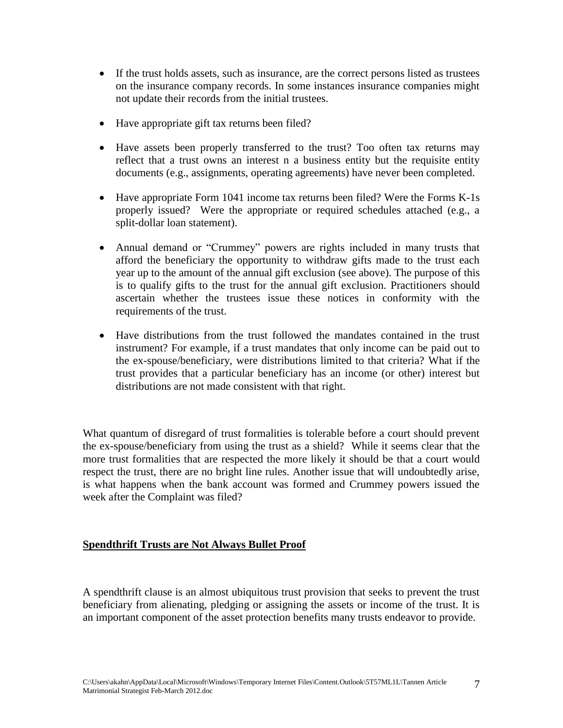- If the trust holds assets, such as insurance, are the correct persons listed as trustees on the insurance company records. In some instances insurance companies might not update their records from the initial trustees.

- Have appropriate gift tax returns been filed?

- Have assets been properly transferred to the trust? Too often tax returns may reflect that a trust owns an interest n a business entity but the requisite entity documents (e.g., assignments, operating agreements) have never been completed.

- Have appropriate Form 1041 income tax returns been filed? Were the Forms K-1s properly issued? Were the appropriate or required schedules attached (e.g., a split-dollar loan statement).

- Annual demand or "Crummey" powers are rights included in many trusts that afford the beneficiary the opportunity to withdraw gifts made to the trust each year up to the amount of the annual gift exclusion (see above). The purpose of this is to qualify gifts to the trust for the annual gift exclusion. Practitioners should ascertain whether the trustees issue these notices in conformity with the requirements of the trust.

- Have distributions from the trust followed the mandates contained in the trust instrument? For example, if a trust mandates that only income can be paid out to the ex-spouse/beneficiary, were distributions limited to that criteria? What if the trust provides that a particular beneficiary has an income (or other) interest but distributions are not made consistent with that right.

What quantum of disregard of trust formalities is tolerable before a court should prevent the ex-spouse/beneficiary from using the trust as a shield? While it seems clear that the more trust formalities that are respected the more likely it should be that a court would respect the trust, there are no bright line rules. Another issue that will undoubtedly arise, is what happens when the bank account was formed and Crummey powers issued the week after the Complaint was filed?

**Spendthrift Trusts are Not Always Bullet Proof**

A spendthrift clause is an almost ubiquitous trust provision that seeks to prevent the trust beneficiary from alienating, pledging or assigning the assets or income of the trust. It is an important component of the asset protection benefits many trusts endeavor to provide.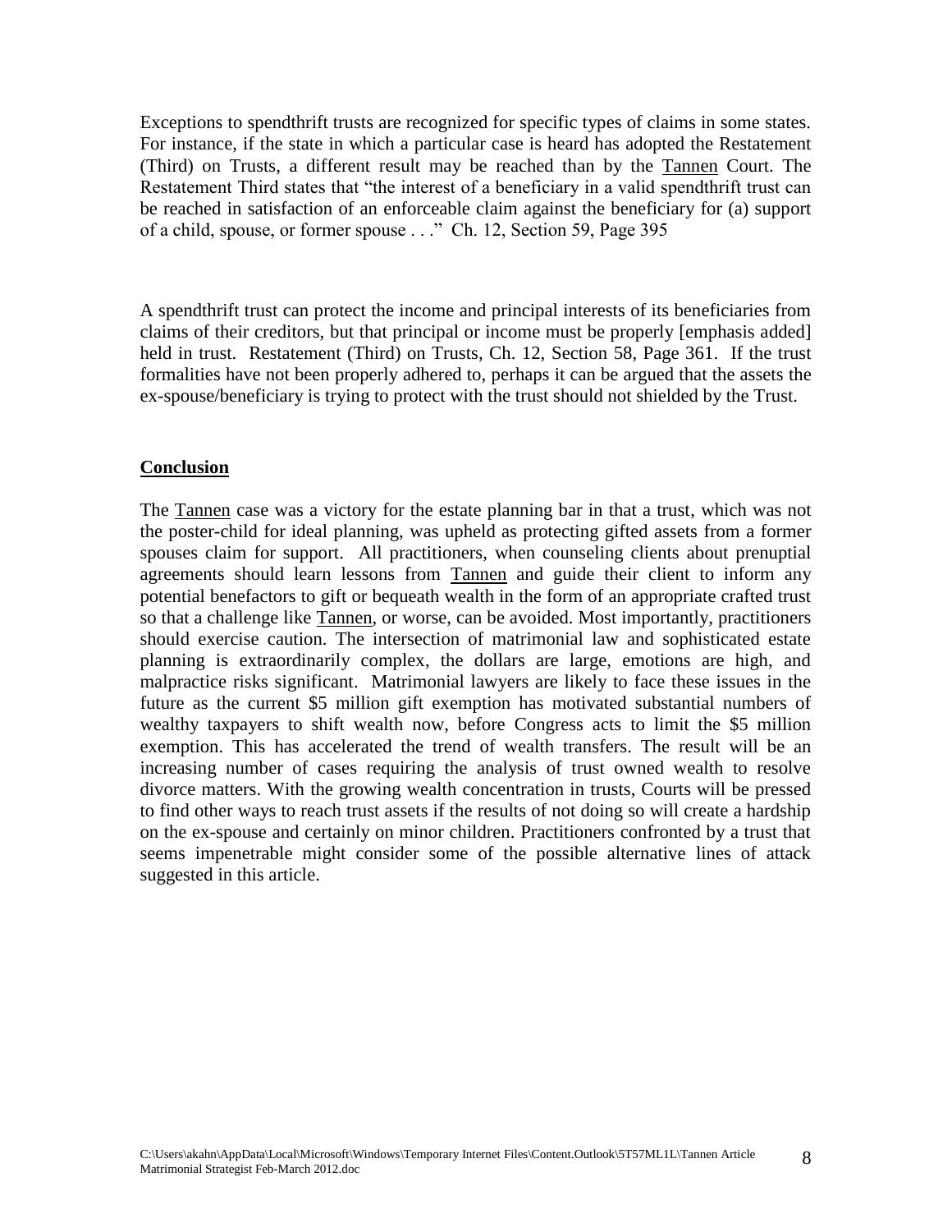Exceptions to spendthrift trusts are recognized for specific types of claims in some states. For instance, if the state in which a particular case is heard has adopted the Restatement (Third) on Trusts, a different result may be reached than by the Tannen Court. The Restatement Third states that "the interest of a beneficiary in a valid spendthrift trust can be reached in satisfaction of an enforceable claim against the beneficiary for (a) support of a child, spouse, or former spouse . . ." Ch. 12, Section 59, Page 395

A spendthrift trust can protect the income and principal interests of its beneficiaries from claims of their creditors, but that principal or income must be properly [emphasis added] held in trust. Restatement (Third) on Trusts, Ch. 12, Section 58, Page 361. If the trust formalities have not been properly adhered to, perhaps it can be argued that the assets the ex-spouse/beneficiary is trying to protect with the trust should not shielded by the Trust.

## Conclusion

The Tannen case was a victory for the estate planning bar in that a trust, which was not the poster-child for ideal planning, was upheld as protecting gifted assets from a former spouses claim for support. All practitioners, when counseling clients about prenuptial agreements should learn lessons from Tannen and guide their client to inform any potential benefactors to gift or bequeath wealth in the form of an appropriate crafted trust so that a challenge like Tannen, or worse, can be avoided. Most importantly, practitioners should exercise caution. The intersection of matrimonial law and sophisticated estate planning is extraordinarily complex, the dollars are large, emotions are high, and malpractice risks significant. Matrimonial lawyers are likely to face these issues in the future as the current $5 million gift exemption has motivated substantial numbers of wealthy taxpayers to shift wealth now, before Congress acts to limit the $5 million exemption. This has accelerated the trend of wealth transfers. The result will be an increasing number of cases requiring the analysis of trust owned wealth to resolve divorce matters. With the growing wealth concentration in trusts, Courts will be pressed to find other ways to reach trust assets if the results of not doing so will create a hardship on the ex-spouse and certainly on minor children. Practitioners confronted by a trust that seems impenetrable might consider some of the possible alternative lines of attack suggested in this article.